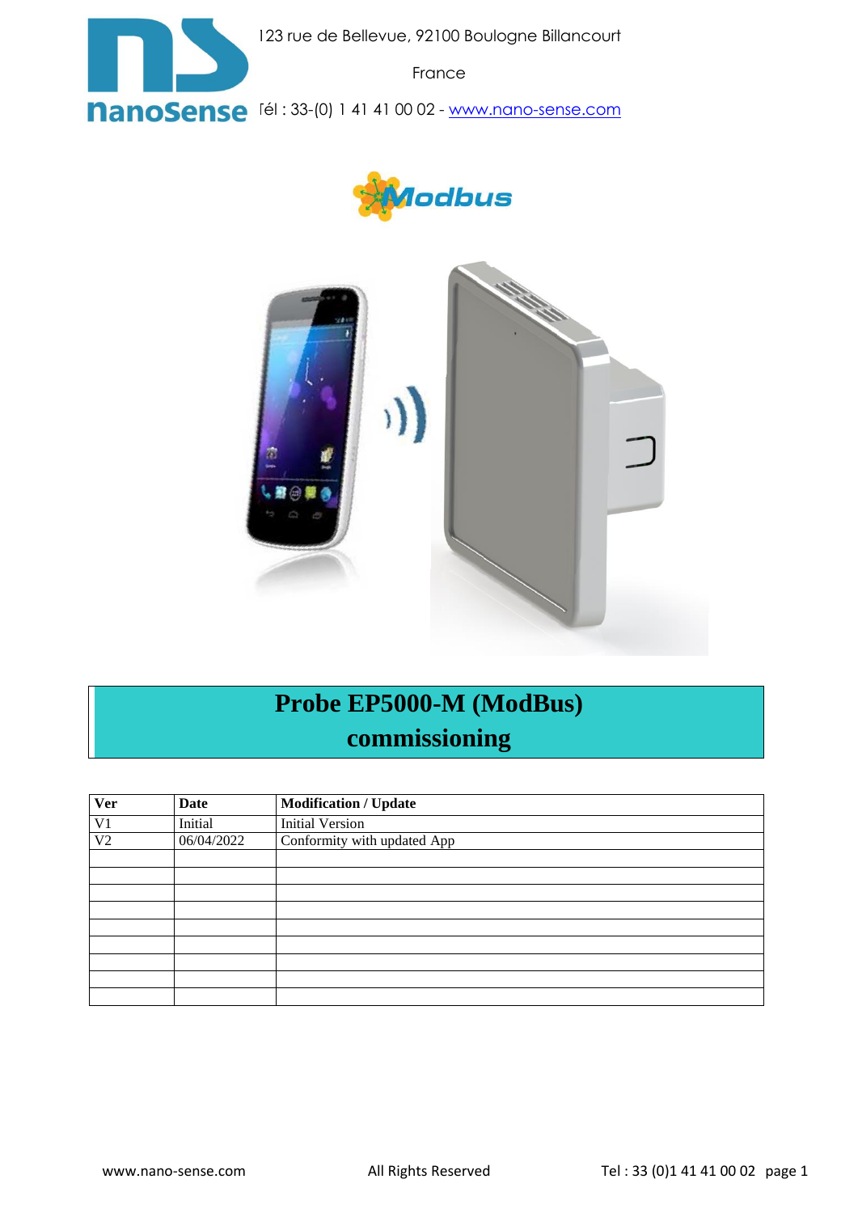123 rue de Bellevue, 92100 Boulogne Billancourt

France

Tél : 33-(0) 1 41 41 00 02 - www.nano-sense.com

# Probe EP5000-M (ModBus) commissioning

| Ver | Date | Modification / Update |
|---|---|---|
| V1 | Initial | Initial Version |
| V2 | 06/04/2022 | Conformity with updated App |
| | | |
| | | |
| | | |
| | | |
| | | |
| | | |
| | | |
| | | |
| | | |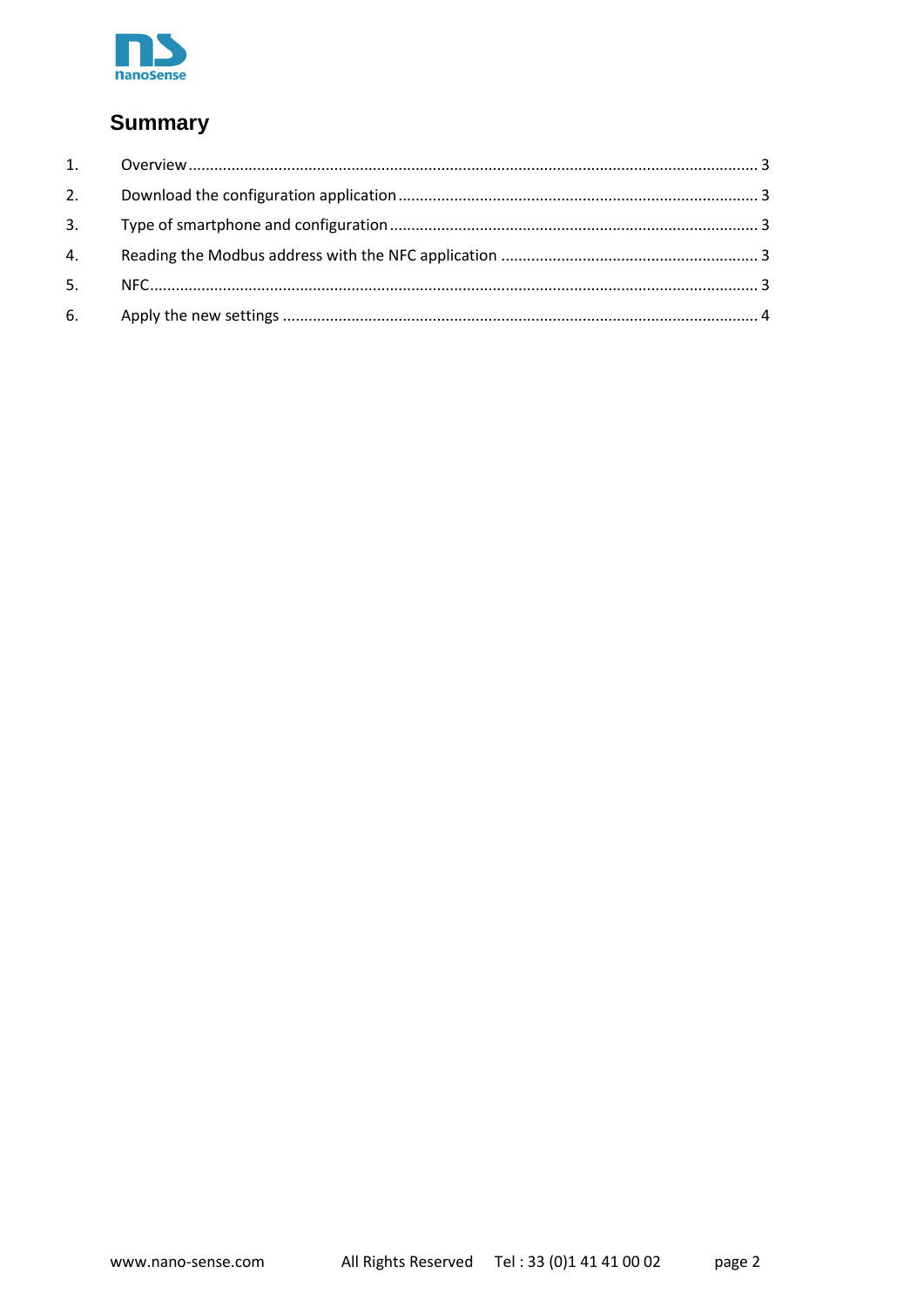# Summary

1. Overview ........ 3
2. Download the configuration application ........ 3
3. Type of smartphone and configuration ........ 3
4. Reading the Modbus address with the NFC application ........ 3
5. NFC ........ 3
6. Apply the new settings ........ 4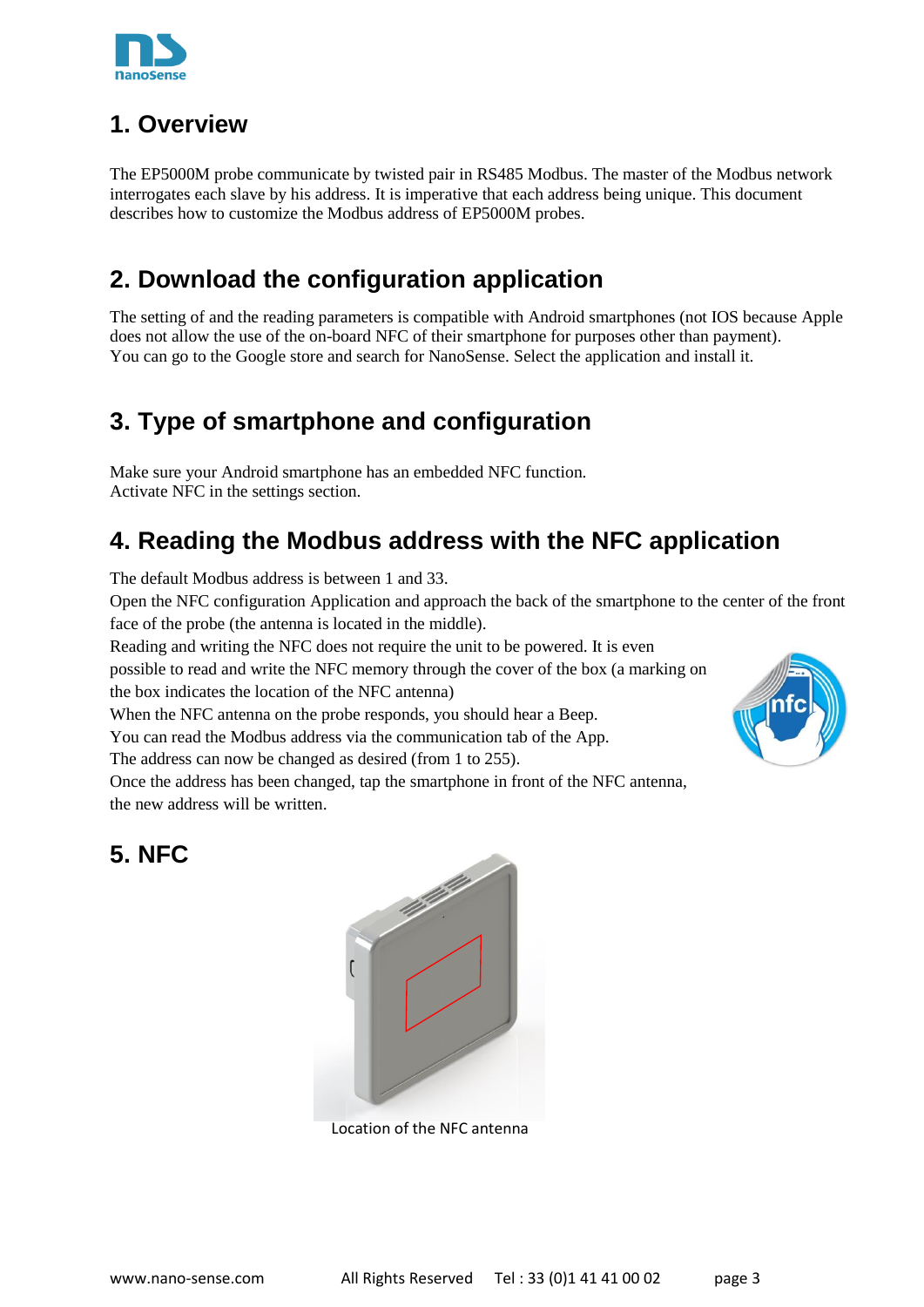## 1. Overview

The EP5000M probe communicate by twisted pair in RS485 Modbus. The master of the Modbus network interrogates each slave by his address. It is imperative that each address being unique. This document describes how to customize the Modbus address of EP5000M probes.

## 2. Download the configuration application

The setting of and the reading parameters is compatible with Android smartphones (not IOS because Apple does not allow the use of the on-board NFC of their smartphone for purposes other than payment).
You can go to the Google store and search for NanoSense. Select the application and install it.

## 3. Type of smartphone and configuration

Make sure your Android smartphone has an embedded NFC function.
Activate NFC in the settings section.

## 4. Reading the Modbus address with the NFC application

The default Modbus address is between 1 and 33.
Open the NFC configuration Application and approach the back of the smartphone to the center of the front face of the probe (the antenna is located in the middle).
Reading and writing the NFC does not require the unit to be powered. It is even possible to read and write the NFC memory through the cover of the box (a marking on the box indicates the location of the NFC antenna)
When the NFC antenna on the probe responds, you should hear a Beep.
You can read the Modbus address via the communication tab of the App.
The address can now be changed as desired (from 1 to 255).
Once the address has been changed, tap the smartphone in front of the NFC antenna, the new address will be written.

## 5. NFC

Location of the NFC antenna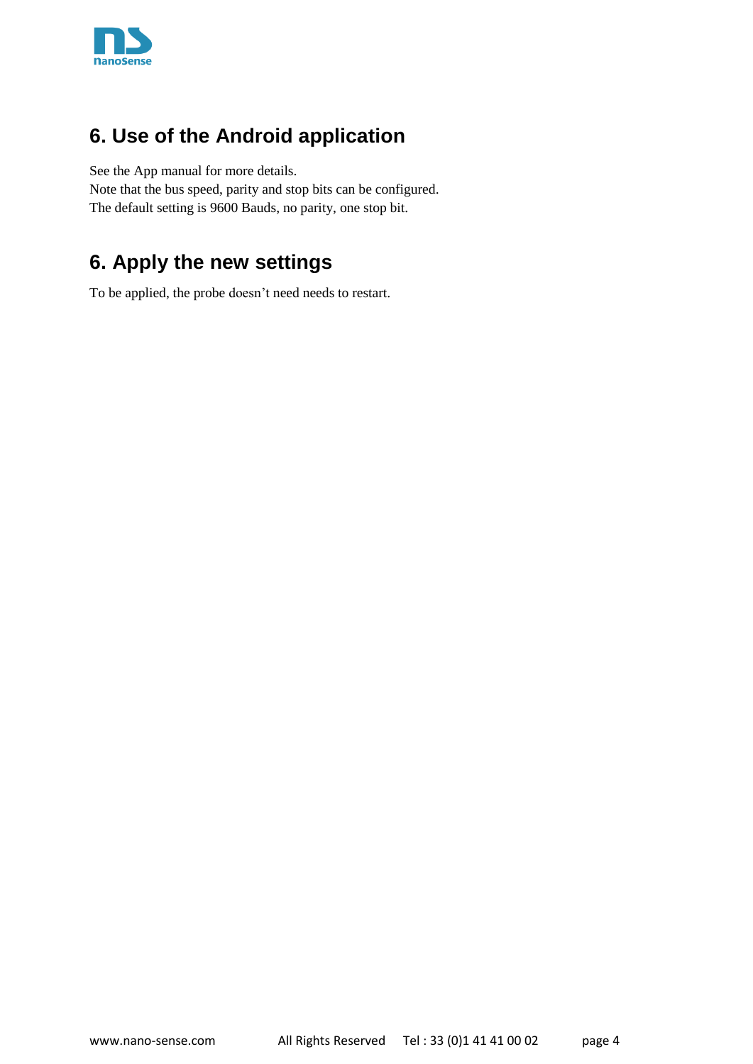# 6. Use of the Android application

See the App manual for more details.
Note that the bus speed, parity and stop bits can be configured.
The default setting is 9600 Bauds, no parity, one stop bit.

# 6. Apply the new settings

To be applied, the probe doesn’t need needs to restart.